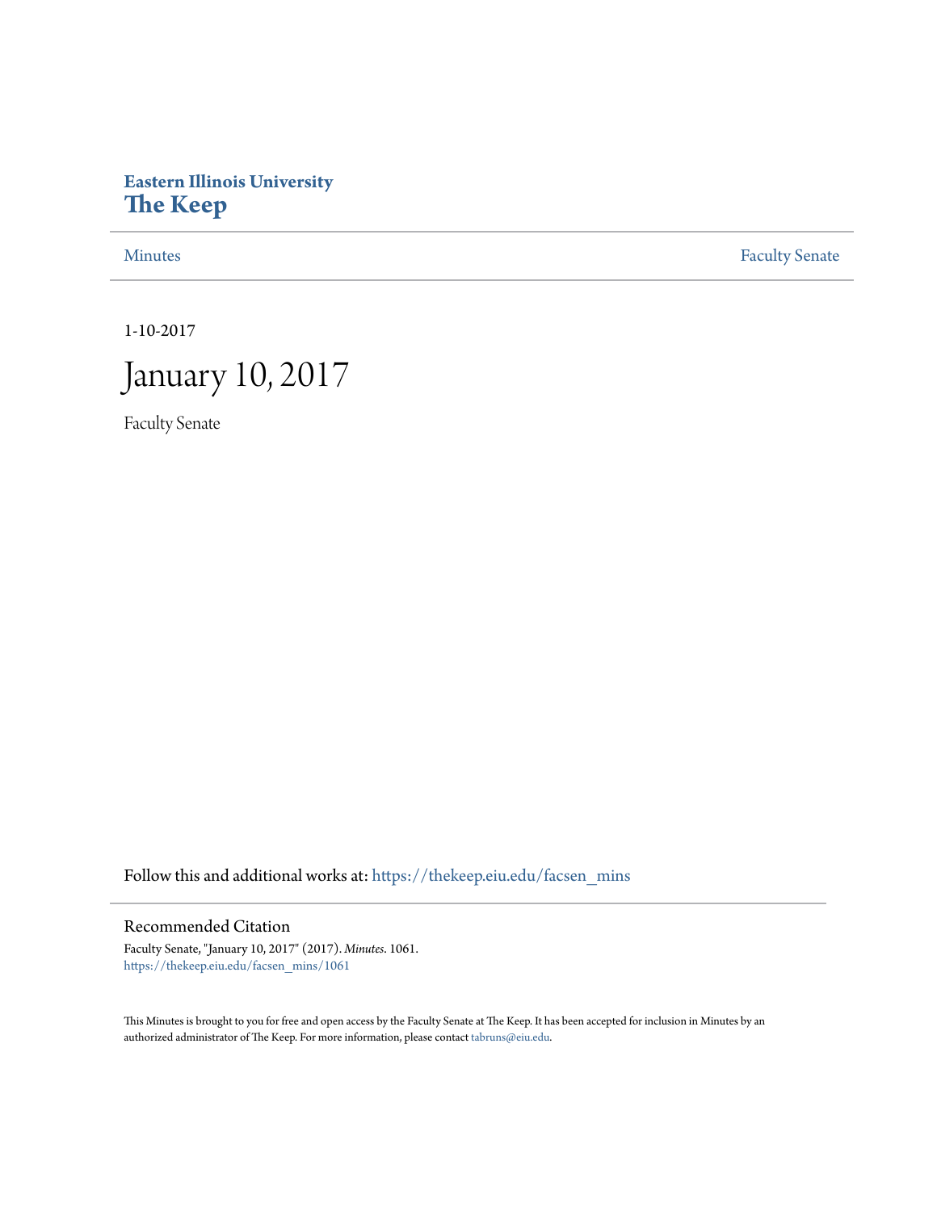# Eastern Illinois University
# The Keep

Minutes | Faculty Senate

1-10-2017

# January 10, 2017

Faculty Senate

Follow this and additional works at: https://thekeep.eiu.edu/facsen_mins

## Recommended Citation

Faculty Senate, "January 10, 2017" (2017). *Minutes*. 1061.
https://thekeep.eiu.edu/facsen_mins/1061

This Minutes is brought to you for free and open access by the Faculty Senate at The Keep. It has been accepted for inclusion in Minutes by an authorized administrator of The Keep. For more information, please contact tabruns@eiu.edu.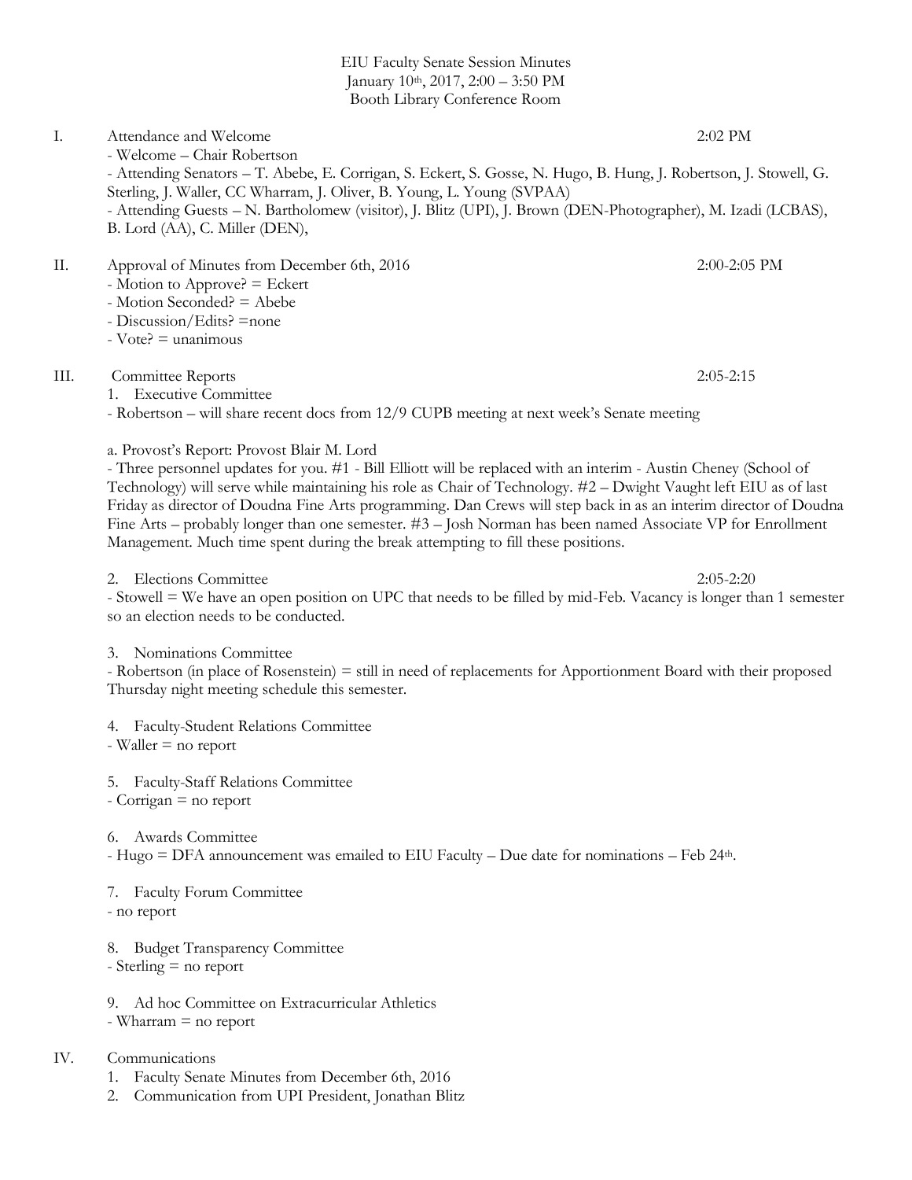EIU Faculty Senate Session Minutes
January 10th, 2017, 2:00 – 3:50 PM
Booth Library Conference Room

I. Attendance and Welcome 2:02 PM
- Welcome – Chair Robertson
- Attending Senators – T. Abebe, E. Corrigan, S. Eckert, S. Gosse, N. Hugo, B. Hung, J. Robertson, J. Stowell, G. Sterling, J. Waller, CC Wharram, J. Oliver, B. Young, L. Young (SVPAA)
- Attending Guests – N. Bartholomew (visitor), J. Blitz (UPI), J. Brown (DEN-Photographer), M. Izadi (LCBAS), B. Lord (AA), C. Miller (DEN),

II. Approval of Minutes from December 6th, 2016 2:00-2:05 PM
- Motion to Approve? = Eckert
- Motion Seconded? = Abebe
- Discussion/Edits? =none
- Vote? = unanimous

III. Committee Reports 2:05-2:15
1. Executive Committee
- Robertson – will share recent docs from 12/9 CUPB meeting at next week's Senate meeting

a. Provost's Report: Provost Blair M. Lord
- Three personnel updates for you. #1 - Bill Elliott will be replaced with an interim - Austin Cheney (School of Technology) will serve while maintaining his role as Chair of Technology. #2 – Dwight Vaught left EIU as of last Friday as director of Doudna Fine Arts programming. Dan Crews will step back in as an interim director of Doudna Fine Arts – probably longer than one semester. #3 – Josh Norman has been named Associate VP for Enrollment Management. Much time spent during the break attempting to fill these positions.

2. Elections Committee 2:05-2:20
- Stowell = We have an open position on UPC that needs to be filled by mid-Feb. Vacancy is longer than 1 semester so an election needs to be conducted.

3. Nominations Committee
- Robertson (in place of Rosenstein) = still in need of replacements for Apportionment Board with their proposed Thursday night meeting schedule this semester.

4. Faculty-Student Relations Committee
- Waller = no report

5. Faculty-Staff Relations Committee
- Corrigan = no report

6. Awards Committee
- Hugo = DFA announcement was emailed to EIU Faculty – Due date for nominations – Feb 24th.

7. Faculty Forum Committee
- no report

8. Budget Transparency Committee
- Sterling = no report

9. Ad hoc Committee on Extracurricular Athletics
- Wharram = no report

IV. Communications
1. Faculty Senate Minutes from December 6th, 2016
2. Communication from UPI President, Jonathan Blitz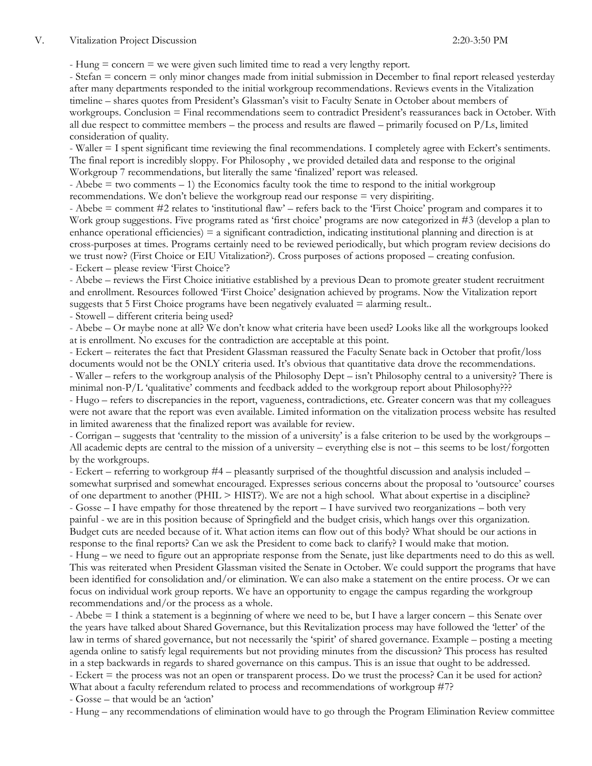V. Vitalization Project Discussion 2:20-3:50 PM

- Hung = concern = we were given such limited time to read a very lengthy report.
- Stefan = concern = only minor changes made from initial submission in December to final report released yesterday after many departments responded to the initial workgroup recommendations. Reviews events in the Vitalization timeline – shares quotes from President's Glassman's visit to Faculty Senate in October about members of workgroups. Conclusion = Final recommendations seem to contradict President's reassurances back in October. With all due respect to committee members – the process and results are flawed – primarily focused on P/Ls, limited consideration of quality.
- Waller = I spent significant time reviewing the final recommendations. I completely agree with Eckert's sentiments. The final report is incredibly sloppy. For Philosophy , we provided detailed data and response to the original Workgroup 7 recommendations, but literally the same 'finalized' report was released.
- Abebe = two comments – 1) the Economics faculty took the time to respond to the initial workgroup recommendations. We don't believe the workgroup read our response = very dispiriting.
- Abebe = comment #2 relates to 'institutional flaw' – refers back to the 'First Choice' program and compares it to Work group suggestions. Five programs rated as 'first choice' programs are now categorized in #3 (develop a plan to enhance operational efficiencies) = a significant contradiction, indicating institutional planning and direction is at cross-purposes at times. Programs certainly need to be reviewed periodically, but which program review decisions do we trust now? (First Choice or EIU Vitalization?). Cross purposes of actions proposed – creating confusion.
- Eckert – please review 'First Choice'?
- Abebe – reviews the First Choice initiative established by a previous Dean to promote greater student recruitment and enrollment. Resources followed 'First Choice' designation achieved by programs. Now the Vitalization report suggests that 5 First Choice programs have been negatively evaluated = alarming result..
- Stowell – different criteria being used?
- Abebe – Or maybe none at all? We don't know what criteria have been used? Looks like all the workgroups looked at is enrollment. No excuses for the contradiction are acceptable at this point.
- Eckert – reiterates the fact that President Glassman reassured the Faculty Senate back in October that profit/loss documents would not be the ONLY criteria used. It's obvious that quantitative data drove the recommendations.
- Waller – refers to the workgroup analysis of the Philosophy Dept – isn't Philosophy central to a university? There is minimal non-P/L 'qualitative' comments and feedback added to the workgroup report about Philosophy???
- Hugo – refers to discrepancies in the report, vagueness, contradictions, etc. Greater concern was that my colleagues were not aware that the report was even available. Limited information on the vitalization process website has resulted in limited awareness that the finalized report was available for review.
- Corrigan – suggests that 'centrality to the mission of a university' is a false criterion to be used by the workgroups – All academic depts are central to the mission of a university – everything else is not – this seems to be lost/forgotten by the workgroups.
- Eckert – referring to workgroup #4 – pleasantly surprised of the thoughtful discussion and analysis included – somewhat surprised and somewhat encouraged. Expresses serious concerns about the proposal to 'outsource' courses of one department to another (PHIL > HIST?). We are not a high school. What about expertise in a discipline?
- Gosse – I have empathy for those threatened by the report – I have survived two reorganizations – both very painful - we are in this position because of Springfield and the budget crisis, which hangs over this organization. Budget cuts are needed because of it. What action items can flow out of this body? What should be our actions in response to the final reports? Can we ask the President to come back to clarify? I would make that motion.
- Hung – we need to figure out an appropriate response from the Senate, just like departments need to do this as well. This was reiterated when President Glassman visited the Senate in October. We could support the programs that have been identified for consolidation and/or elimination. We can also make a statement on the entire process. Or we can focus on individual work group reports. We have an opportunity to engage the campus regarding the workgroup recommendations and/or the process as a whole.
- Abebe = I think a statement is a beginning of where we need to be, but I have a larger concern – this Senate over the years have talked about Shared Governance, but this Revitalization process may have followed the 'letter' of the law in terms of shared governance, but not necessarily the 'spirit' of shared governance. Example – posting a meeting agenda online to satisfy legal requirements but not providing minutes from the discussion? This process has resulted in a step backwards in regards to shared governance on this campus. This is an issue that ought to be addressed.
- Eckert = the process was not an open or transparent process. Do we trust the process? Can it be used for action? What about a faculty referendum related to process and recommendations of workgroup #7?
- Gosse – that would be an 'action'
- Hung – any recommendations of elimination would have to go through the Program Elimination Review committee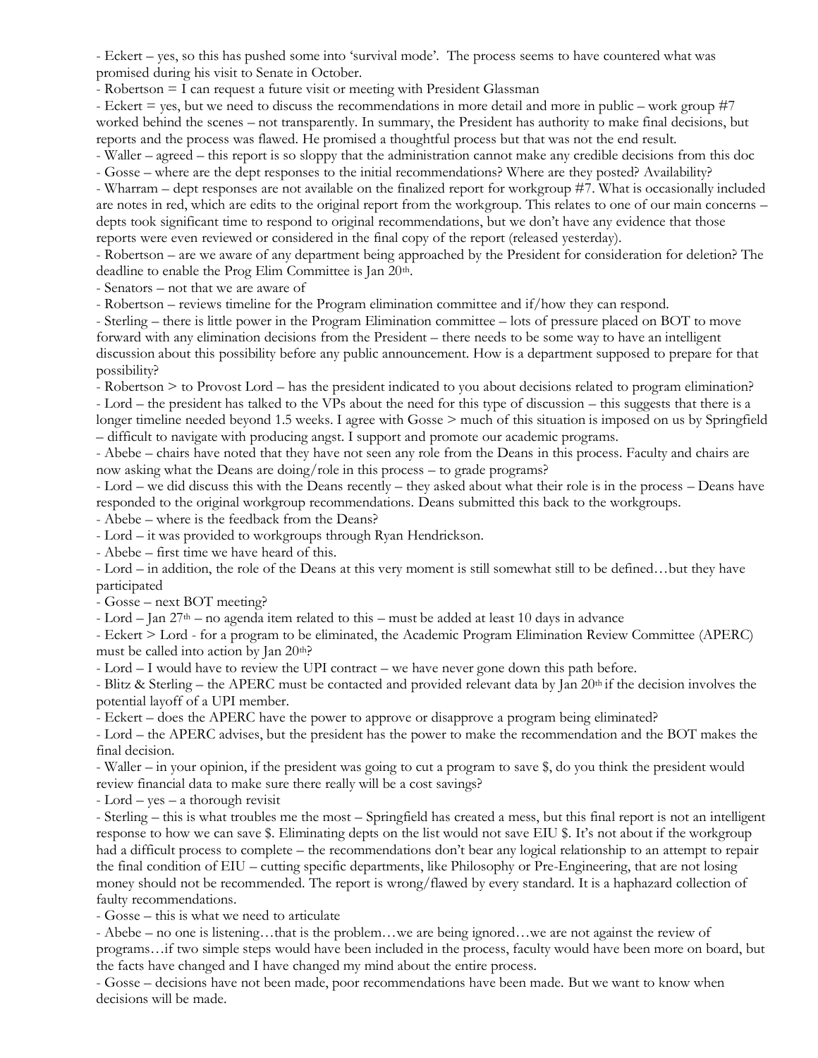- Eckert – yes, so this has pushed some into 'survival mode'. The process seems to have countered what was promised during his visit to Senate in October.

- Robertson = I can request a future visit or meeting with President Glassman

- Eckert = yes, but we need to discuss the recommendations in more detail and more in public – work group #7 worked behind the scenes – not transparently. In summary, the President has authority to make final decisions, but reports and the process was flawed. He promised a thoughtful process but that was not the end result.

- Waller – agreed – this report is so sloppy that the administration cannot make any credible decisions from this doc

- Gosse – where are the dept responses to the initial recommendations? Where are they posted? Availability?

- Wharram – dept responses are not available on the finalized report for workgroup #7. What is occasionally included are notes in red, which are edits to the original report from the workgroup. This relates to one of our main concerns – depts took significant time to respond to original recommendations, but we don't have any evidence that those reports were even reviewed or considered in the final copy of the report (released yesterday).

- Robertson – are we aware of any department being approached by the President for consideration for deletion? The deadline to enable the Prog Elim Committee is Jan 20th.

- Senators – not that we are aware of

- Robertson – reviews timeline for the Program elimination committee and if/how they can respond.

- Sterling – there is little power in the Program Elimination committee – lots of pressure placed on BOT to move forward with any elimination decisions from the President – there needs to be some way to have an intelligent discussion about this possibility before any public announcement. How is a department supposed to prepare for that possibility?

- Robertson > to Provost Lord – has the president indicated to you about decisions related to program elimination?

- Lord – the president has talked to the VPs about the need for this type of discussion – this suggests that there is a longer timeline needed beyond 1.5 weeks. I agree with Gosse > much of this situation is imposed on us by Springfield – difficult to navigate with producing angst. I support and promote our academic programs.

- Abebe – chairs have noted that they have not seen any role from the Deans in this process. Faculty and chairs are now asking what the Deans are doing/role in this process – to grade programs?

- Lord – we did discuss this with the Deans recently – they asked about what their role is in the process – Deans have responded to the original workgroup recommendations. Deans submitted this back to the workgroups.

- Abebe – where is the feedback from the Deans?

- Lord – it was provided to workgroups through Ryan Hendrickson.

- Abebe – first time we have heard of this.

- Lord – in addition, the role of the Deans at this very moment is still somewhat still to be defined…but they have participated

- Gosse – next BOT meeting?

- Lord – Jan 27th – no agenda item related to this – must be added at least 10 days in advance

- Eckert > Lord - for a program to be eliminated, the Academic Program Elimination Review Committee (APERC) must be called into action by Jan 20th?

- Lord – I would have to review the UPI contract – we have never gone down this path before.

- Blitz & Sterling – the APERC must be contacted and provided relevant data by Jan 20th if the decision involves the potential layoff of a UPI member.

- Eckert – does the APERC have the power to approve or disapprove a program being eliminated?

- Lord – the APERC advises, but the president has the power to make the recommendation and the BOT makes the final decision.

- Waller – in your opinion, if the president was going to cut a program to save $, do you think the president would review financial data to make sure there really will be a cost savings?

- Lord – yes – a thorough revisit

- Sterling – this is what troubles me the most – Springfield has created a mess, but this final report is not an intelligent response to how we can save $. Eliminating depts on the list would not save EIU $. It's not about if the workgroup had a difficult process to complete – the recommendations don't bear any logical relationship to an attempt to repair the final condition of EIU – cutting specific departments, like Philosophy or Pre-Engineering, that are not losing money should not be recommended. The report is wrong/flawed by every standard. It is a haphazard collection of faulty recommendations.

- Gosse – this is what we need to articulate

- Abebe – no one is listening…that is the problem…we are being ignored…we are not against the review of programs…if two simple steps would have been included in the process, faculty would have been more on board, but the facts have changed and I have changed my mind about the entire process.

- Gosse – decisions have not been made, poor recommendations have been made. But we want to know when decisions will be made.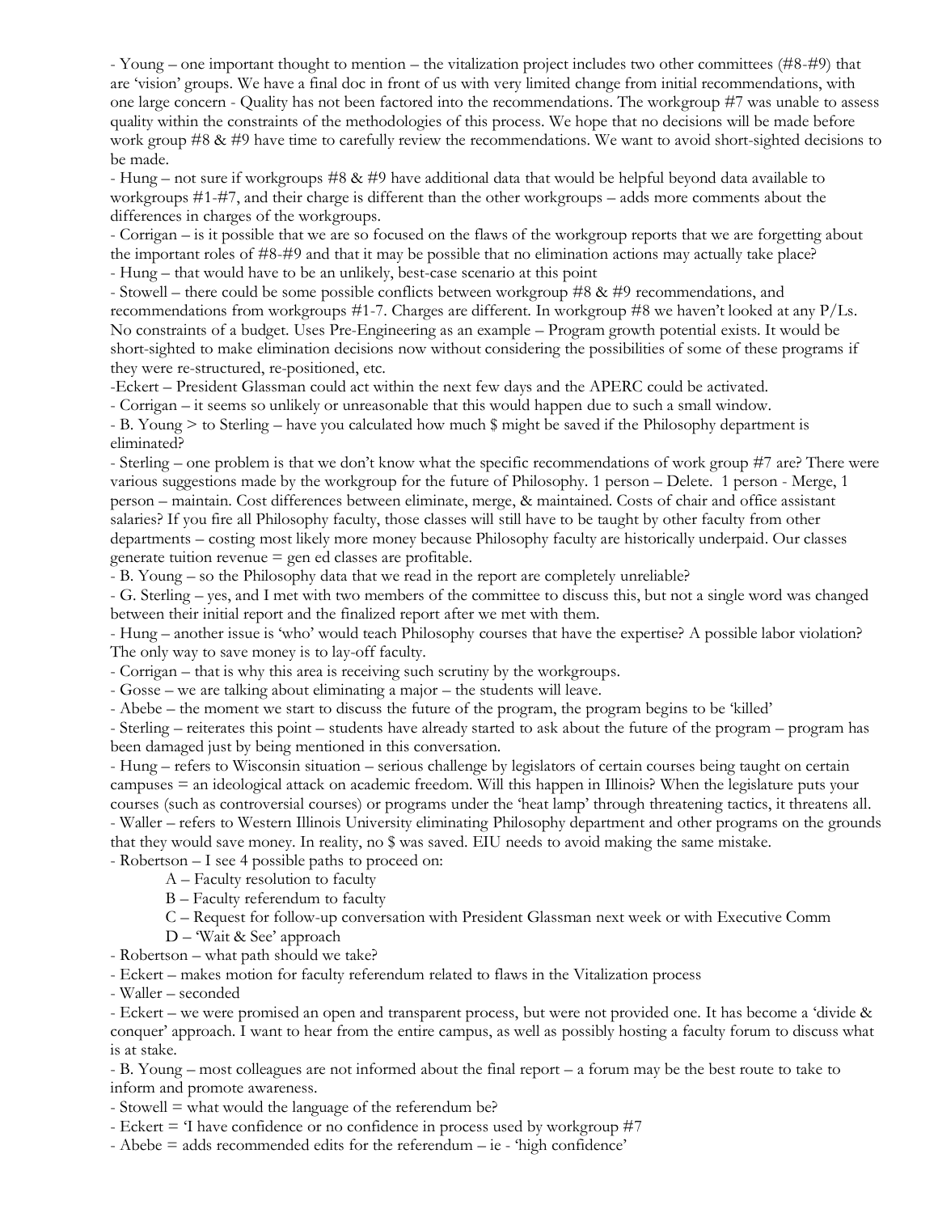- Young – one important thought to mention – the vitalization project includes two other committees (#8-#9) that are 'vision' groups. We have a final doc in front of us with very limited change from initial recommendations, with one large concern - Quality has not been factored into the recommendations. The workgroup #7 was unable to assess quality within the constraints of the methodologies of this process. We hope that no decisions will be made before work group #8 & #9 have time to carefully review the recommendations. We want to avoid short-sighted decisions to be made.

- Hung – not sure if workgroups #8 & #9 have additional data that would be helpful beyond data available to workgroups #1-#7, and their charge is different than the other workgroups – adds more comments about the differences in charges of the workgroups.

- Corrigan – is it possible that we are so focused on the flaws of the workgroup reports that we are forgetting about the important roles of #8-#9 and that it may be possible that no elimination actions may actually take place?

- Hung – that would have to be an unlikely, best-case scenario at this point

- Stowell – there could be some possible conflicts between workgroup #8 & #9 recommendations, and recommendations from workgroups #1-7. Charges are different. In workgroup #8 we haven't looked at any P/Ls. No constraints of a budget. Uses Pre-Engineering as an example – Program growth potential exists. It would be short-sighted to make elimination decisions now without considering the possibilities of some of these programs if they were re-structured, re-positioned, etc.

-Eckert – President Glassman could act within the next few days and the APERC could be activated.

- Corrigan – it seems so unlikely or unreasonable that this would happen due to such a small window.

- B. Young > to Sterling – have you calculated how much $ might be saved if the Philosophy department is eliminated?

- Sterling – one problem is that we don't know what the specific recommendations of work group #7 are? There were various suggestions made by the workgroup for the future of Philosophy. 1 person – Delete. 1 person - Merge, 1 person – maintain. Cost differences between eliminate, merge, & maintained. Costs of chair and office assistant salaries? If you fire all Philosophy faculty, those classes will still have to be taught by other faculty from other departments – costing most likely more money because Philosophy faculty are historically underpaid. Our classes generate tuition revenue = gen ed classes are profitable.

- B. Young – so the Philosophy data that we read in the report are completely unreliable?

- G. Sterling – yes, and I met with two members of the committee to discuss this, but not a single word was changed between their initial report and the finalized report after we met with them.

- Hung – another issue is 'who' would teach Philosophy courses that have the expertise? A possible labor violation? The only way to save money is to lay-off faculty.

- Corrigan – that is why this area is receiving such scrutiny by the workgroups.

- Gosse – we are talking about eliminating a major – the students will leave.

- Abebe – the moment we start to discuss the future of the program, the program begins to be 'killed'

- Sterling – reiterates this point – students have already started to ask about the future of the program – program has been damaged just by being mentioned in this conversation.

- Hung – refers to Wisconsin situation – serious challenge by legislators of certain courses being taught on certain campuses = an ideological attack on academic freedom. Will this happen in Illinois? When the legislature puts your courses (such as controversial courses) or programs under the 'heat lamp' through threatening tactics, it threatens all.

- Waller – refers to Western Illinois University eliminating Philosophy department and other programs on the grounds that they would save money. In reality, no $ was saved. EIU needs to avoid making the same mistake.

- Robertson – I see 4 possible paths to proceed on:
  - A – Faculty resolution to faculty
  - B – Faculty referendum to faculty
  - C – Request for follow-up conversation with President Glassman next week or with Executive Comm
  - D – 'Wait & See' approach

- Robertson – what path should we take?

- Eckert – makes motion for faculty referendum related to flaws in the Vitalization process

- Waller – seconded

- Eckert – we were promised an open and transparent process, but were not provided one. It has become a 'divide & conquer' approach. I want to hear from the entire campus, as well as possibly hosting a faculty forum to discuss what is at stake.

- B. Young – most colleagues are not informed about the final report – a forum may be the best route to take to inform and promote awareness.

- Stowell = what would the language of the referendum be?

- Eckert = 'I have confidence or no confidence in process used by workgroup #7

- Abebe = adds recommended edits for the referendum – ie - 'high confidence'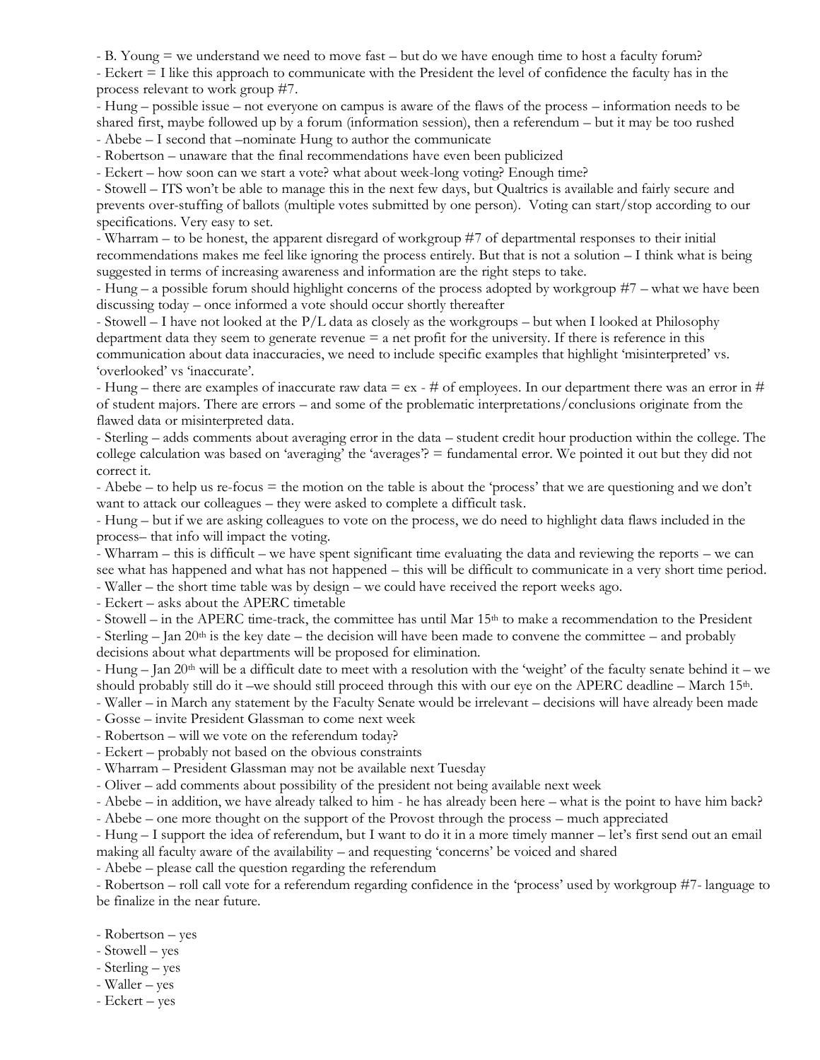- B. Young = we understand we need to move fast – but do we have enough time to host a faculty forum?
- Eckert = I like this approach to communicate with the President the level of confidence the faculty has in the process relevant to work group #7.
- Hung – possible issue – not everyone on campus is aware of the flaws of the process – information needs to be shared first, maybe followed up by a forum (information session), then a referendum – but it may be too rushed
- Abebe – I second that –nominate Hung to author the communicate
- Robertson – unaware that the final recommendations have even been publicized
- Eckert – how soon can we start a vote? what about week-long voting? Enough time?
- Stowell – ITS won't be able to manage this in the next few days, but Qualtrics is available and fairly secure and prevents over-stuffing of ballots (multiple votes submitted by one person). Voting can start/stop according to our specifications. Very easy to set.
- Wharram – to be honest, the apparent disregard of workgroup #7 of departmental responses to their initial recommendations makes me feel like ignoring the process entirely. But that is not a solution – I think what is being suggested in terms of increasing awareness and information are the right steps to take.
- Hung – a possible forum should highlight concerns of the process adopted by workgroup #7 – what we have been discussing today – once informed a vote should occur shortly thereafter
- Stowell – I have not looked at the P/L data as closely as the workgroups – but when I looked at Philosophy department data they seem to generate revenue = a net profit for the university. If there is reference in this communication about data inaccuracies, we need to include specific examples that highlight 'misinterpreted' vs. 'overlooked' vs 'inaccurate'.
- Hung – there are examples of inaccurate raw data = ex - # of employees. In our department there was an error in # of student majors. There are errors – and some of the problematic interpretations/conclusions originate from the flawed data or misinterpreted data.
- Sterling – adds comments about averaging error in the data – student credit hour production within the college. The college calculation was based on 'averaging' the 'averages'? = fundamental error. We pointed it out but they did not correct it.
- Abebe – to help us re-focus = the motion on the table is about the 'process' that we are questioning and we don't want to attack our colleagues – they were asked to complete a difficult task.
- Hung – but if we are asking colleagues to vote on the process, we do need to highlight data flaws included in the process– that info will impact the voting.
- Wharram – this is difficult – we have spent significant time evaluating the data and reviewing the reports – we can see what has happened and what has not happened – this will be difficult to communicate in a very short time period.
- Waller – the short time table was by design – we could have received the report weeks ago.
- Eckert – asks about the APERC timetable
- Stowell – in the APERC time-track, the committee has until Mar 15th to make a recommendation to the President
- Sterling – Jan 20th is the key date – the decision will have been made to convene the committee – and probably decisions about what departments will be proposed for elimination.
- Hung – Jan 20th will be a difficult date to meet with a resolution with the 'weight' of the faculty senate behind it – we should probably still do it –we should still proceed through this with our eye on the APERC deadline – March 15th.
- Waller – in March any statement by the Faculty Senate would be irrelevant – decisions will have already been made
- Gosse – invite President Glassman to come next week
- Robertson – will we vote on the referendum today?
- Eckert – probably not based on the obvious constraints
- Wharram – President Glassman may not be available next Tuesday
- Oliver – add comments about possibility of the president not being available next week
- Abebe – in addition, we have already talked to him - he has already been here – what is the point to have him back?
- Abebe – one more thought on the support of the Provost through the process – much appreciated
- Hung – I support the idea of referendum, but I want to do it in a more timely manner – let's first send out an email making all faculty aware of the availability – and requesting 'concerns' be voiced and shared
- Abebe – please call the question regarding the referendum
- Robertson – roll call vote for a referendum regarding confidence in the 'process' used by workgroup #7- language to be finalize in the near future.

- Robertson – yes
- Stowell – yes
- Sterling – yes
- Waller – yes
- Eckert – yes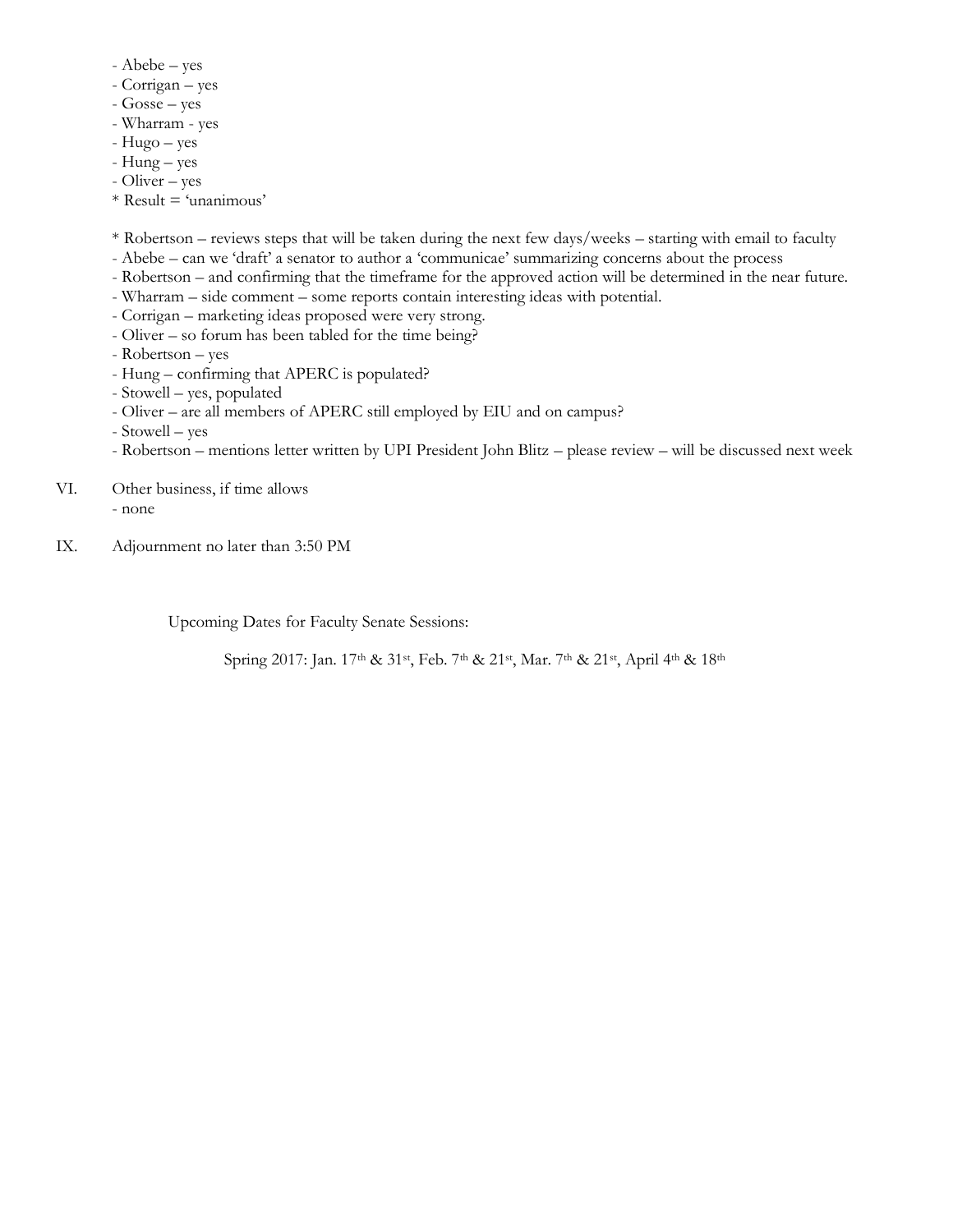- Abebe – yes
- Corrigan – yes
- Gosse – yes
- Wharram - yes
- Hugo – yes
- Hung – yes
- Oliver – yes

* Result = 'unanimous'

* Robertson – reviews steps that will be taken during the next few days/weeks – starting with email to faculty

- Abebe – can we 'draft' a senator to author a 'communicae' summarizing concerns about the process
- Robertson – and confirming that the timeframe for the approved action will be determined in the near future.
- Wharram – side comment – some reports contain interesting ideas with potential.
- Corrigan – marketing ideas proposed were very strong.
- Oliver – so forum has been tabled for the time being?
- Robertson – yes
- Hung – confirming that APERC is populated?
- Stowell – yes, populated
- Oliver – are all members of APERC still employed by EIU and on campus?
- Stowell – yes
- Robertson – mentions letter written by UPI President John Blitz – please review – will be discussed next week

VI. Other business, if time allows

- none

IX. Adjournment no later than 3:50 PM

Upcoming Dates for Faculty Senate Sessions:

Spring 2017: Jan. 17th & 31st, Feb. 7th & 21st, Mar. 7th & 21st, April 4th & 18th